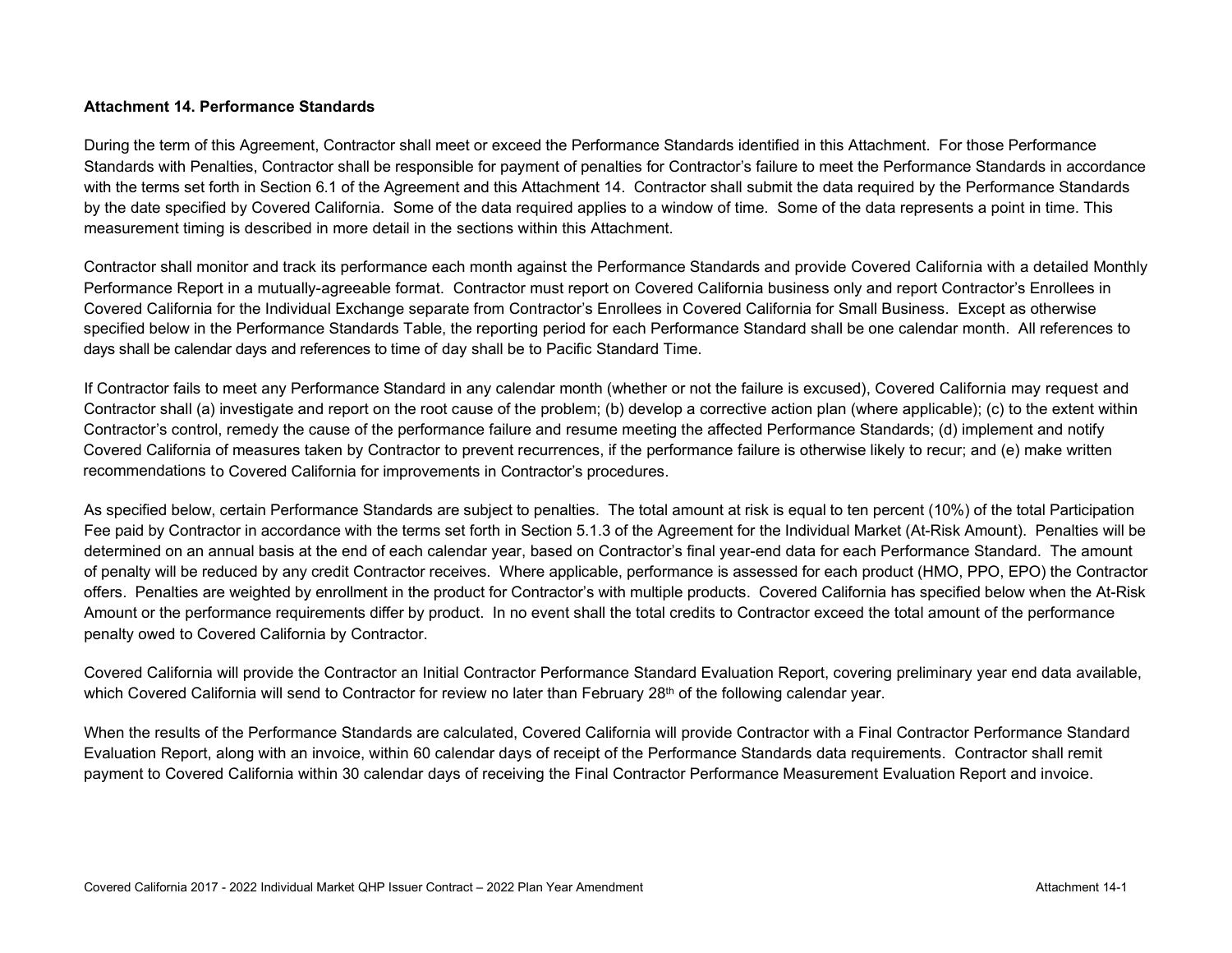**Attachment 14. Performance Standards**

During the term of this Agreement, Contractor shall meet or exceed the Performance Standards identified in this Attachment. For those Performance Standards with Penalties, Contractor shall be responsible for payment of penalties for Contractor's failure to meet the Performance Standards in accordance with the terms set forth in Section 6.1 of the Agreement and this Attachment 14. Contractor shall submit the data required by the Performance Standards by the date specified by Covered California. Some of the data required applies to a window of time. Some of the data represents a point in time. This measurement timing is described in more detail in the sections within this Attachment.

Contractor shall monitor and track its performance each month against the Performance Standards and provide Covered California with a detailed Monthly Performance Report in a mutually-agreeable format. Contractor must report on Covered California business only and report Contractor's Enrollees in Covered California for the Individual Exchange separate from Contractor's Enrollees in Covered California for Small Business. Except as otherwise specified below in the Performance Standards Table, the reporting period for each Performance Standard shall be one calendar month. All references to days shall be calendar days and references to time of day shall be to Pacific Standard Time.

If Contractor fails to meet any Performance Standard in any calendar month (whether or not the failure is excused), Covered California may request and Contractor shall (a) investigate and report on the root cause of the problem; (b) develop a corrective action plan (where applicable); (c) to the extent within Contractor's control, remedy the cause of the performance failure and resume meeting the affected Performance Standards; (d) implement and notify Covered California of measures taken by Contractor to prevent recurrences, if the performance failure is otherwise likely to recur; and (e) make written recommendations to Covered California for improvements in Contractor's procedures.

As specified below, certain Performance Standards are subject to penalties. The total amount at risk is equal to ten percent (10%) of the total Participation Fee paid by Contractor in accordance with the terms set forth in Section 5.1.3 of the Agreement for the Individual Market (At-Risk Amount). Penalties will be determined on an annual basis at the end of each calendar year, based on Contractor's final year-end data for each Performance Standard. The amount of penalty will be reduced by any credit Contractor receives. Where applicable, performance is assessed for each product (HMO, PPO, EPO) the Contractor offers. Penalties are weighted by enrollment in the product for Contractor's with multiple products. Covered California has specified below when the At-Risk Amount or the performance requirements differ by product. In no event shall the total credits to Contractor exceed the total amount of the performance penalty owed to Covered California by Contractor.

Covered California will provide the Contractor an Initial Contractor Performance Standard Evaluation Report, covering preliminary year end data available, which Covered California will send to Contractor for review no later than February 28th of the following calendar year.

When the results of the Performance Standards are calculated, Covered California will provide Contractor with a Final Contractor Performance Standard Evaluation Report, along with an invoice, within 60 calendar days of receipt of the Performance Standards data requirements. Contractor shall remit payment to Covered California within 30 calendar days of receiving the Final Contractor Performance Measurement Evaluation Report and invoice.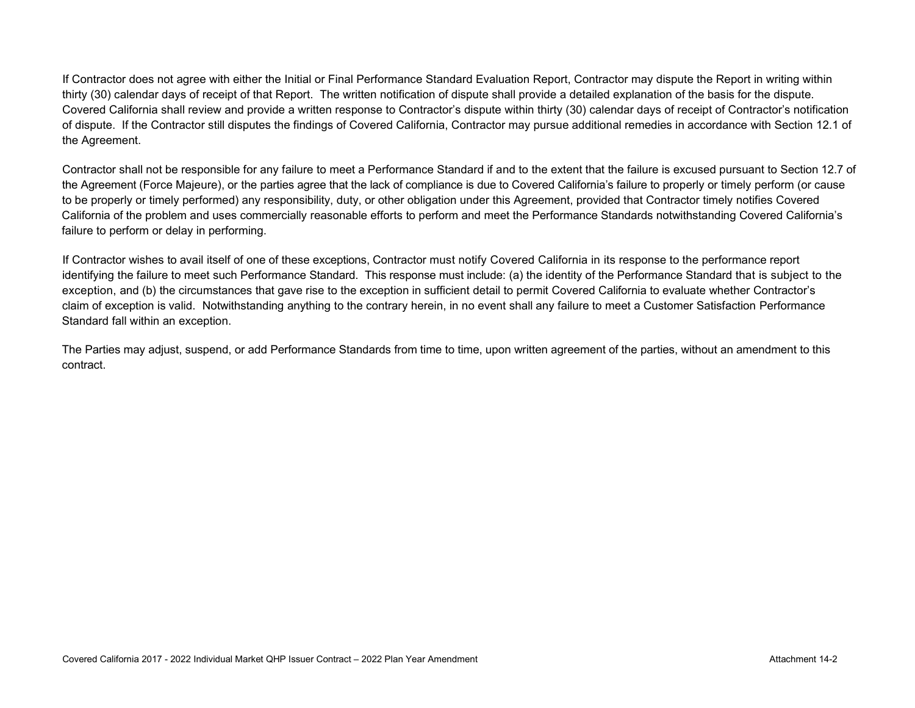If Contractor does not agree with either the Initial or Final Performance Standard Evaluation Report, Contractor may dispute the Report in writing within thirty (30) calendar days of receipt of that Report. The written notification of dispute shall provide a detailed explanation of the basis for the dispute. Covered California shall review and provide a written response to Contractor's dispute within thirty (30) calendar days of receipt of Contractor's notification of dispute. If the Contractor still disputes the findings of Covered California, Contractor may pursue additional remedies in accordance with Section 12.1 of the Agreement.

Contractor shall not be responsible for any failure to meet a Performance Standard if and to the extent that the failure is excused pursuant to Section 12.7 of the Agreement (Force Majeure), or the parties agree that the lack of compliance is due to Covered California's failure to properly or timely perform (or cause to be properly or timely performed) any responsibility, duty, or other obligation under this Agreement, provided that Contractor timely notifies Covered California of the problem and uses commercially reasonable efforts to perform and meet the Performance Standards notwithstanding Covered California's failure to perform or delay in performing.

If Contractor wishes to avail itself of one of these exceptions, Contractor must notify Covered California in its response to the performance report identifying the failure to meet such Performance Standard. This response must include: (a) the identity of the Performance Standard that is subject to the exception, and (b) the circumstances that gave rise to the exception in sufficient detail to permit Covered California to evaluate whether Contractor's claim of exception is valid. Notwithstanding anything to the contrary herein, in no event shall any failure to meet a Customer Satisfaction Performance Standard fall within an exception.

The Parties may adjust, suspend, or add Performance Standards from time to time, upon written agreement of the parties, without an amendment to this contract.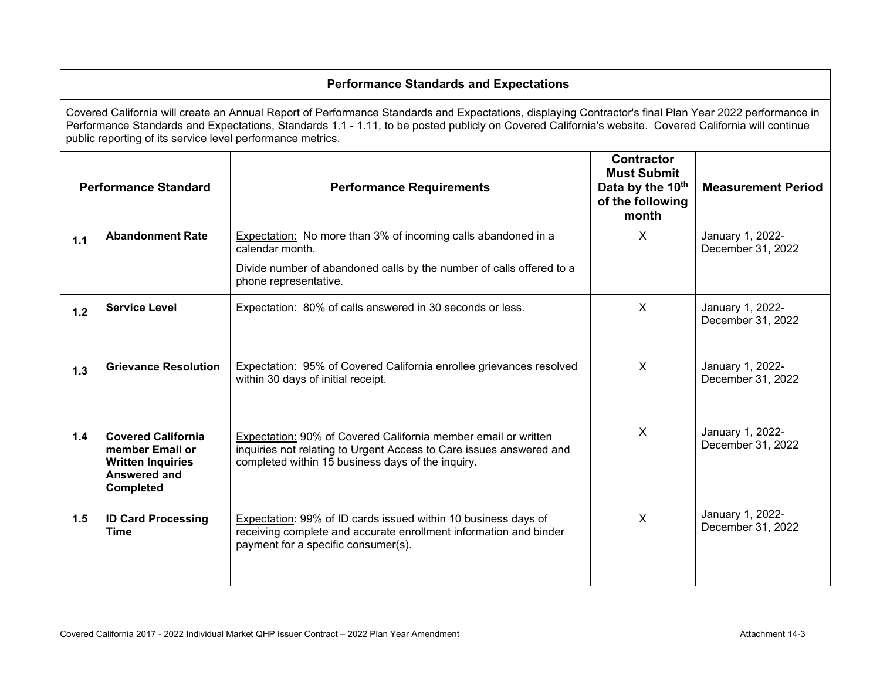## Performance Standards and Expectations

Covered California will create an Annual Report of Performance Standards and Expectations, displaying Contractor's final Plan Year 2022 performance in Performance Standards and Expectations, Standards 1.1 - 1.11, to be posted publicly on Covered California's website. Covered California will continue public reporting of its service level performance metrics.

| Performance Standard | | Performance Requirements | Contractor Must Submit Data by the 10th of the following month | Measurement Period |
|---|---|---|---|---|
| 1.1 | **Abandonment Rate** | Expectation: No more than 3% of incoming calls abandoned in a calendar month.<br>Divide number of abandoned calls by the number of calls offered to a phone representative. | X | January 1, 2022- December 31, 2022 |
| 1.2 | **Service Level** | Expectation: 80% of calls answered in 30 seconds or less. | X | January 1, 2022- December 31, 2022 |
| 1.3 | **Grievance Resolution** | Expectation: 95% of Covered California enrollee grievances resolved within 30 days of initial receipt. | X | January 1, 2022- December 31, 2022 |
| 1.4 | **Covered California member Email or Written Inquiries Answered and Completed** | Expectation: 90% of Covered California member email or written inquiries not relating to Urgent Access to Care issues answered and completed within 15 business days of the inquiry. | X | January 1, 2022- December 31, 2022 |
| 1.5 | **ID Card Processing Time** | Expectation: 99% of ID cards issued within 10 business days of receiving complete and accurate enrollment information and binder payment for a specific consumer(s). | X | January 1, 2022- December 31, 2022 |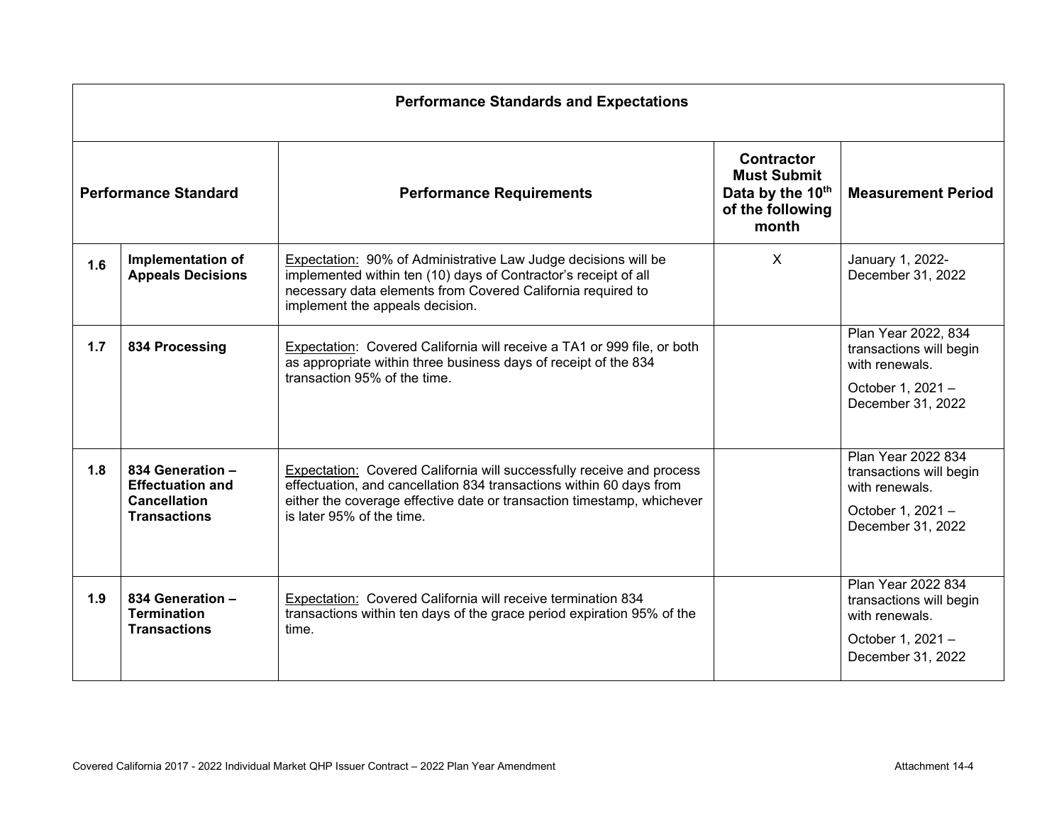| Performance Standards and Expectations | | | | |
|---|---|---|---|---|
| **Performance Standard** | | **Performance Requirements** | **Contractor Must Submit Data by the 10th of the following month** | **Measurement Period** |
| **1.6** | **Implementation of Appeals Decisions** | Expectation: 90% of Administrative Law Judge decisions will be implemented within ten (10) days of Contractor's receipt of all necessary data elements from Covered California required to implement the appeals decision. | X | January 1, 2022-December 31, 2022 |
| **1.7** | **834 Processing** | Expectation: Covered California will receive a TA1 or 999 file, or both as appropriate within three business days of receipt of the 834 transaction 95% of the time. | | Plan Year 2022, 834 transactions will begin with renewals. October 1, 2021 – December 31, 2022 |
| **1.8** | **834 Generation – Effectuation and Cancellation Transactions** | Expectation: Covered California will successfully receive and process effectuation, and cancellation 834 transactions within 60 days from either the coverage effective date or transaction timestamp, whichever is later 95% of the time. | | Plan Year 2022 834 transactions will begin with renewals. October 1, 2021 – December 31, 2022 |
| **1.9** | **834 Generation – Termination Transactions** | Expectation: Covered California will receive termination 834 transactions within ten days of the grace period expiration 95% of the time. | | Plan Year 2022 834 transactions will begin with renewals. October 1, 2021 – December 31, 2022 |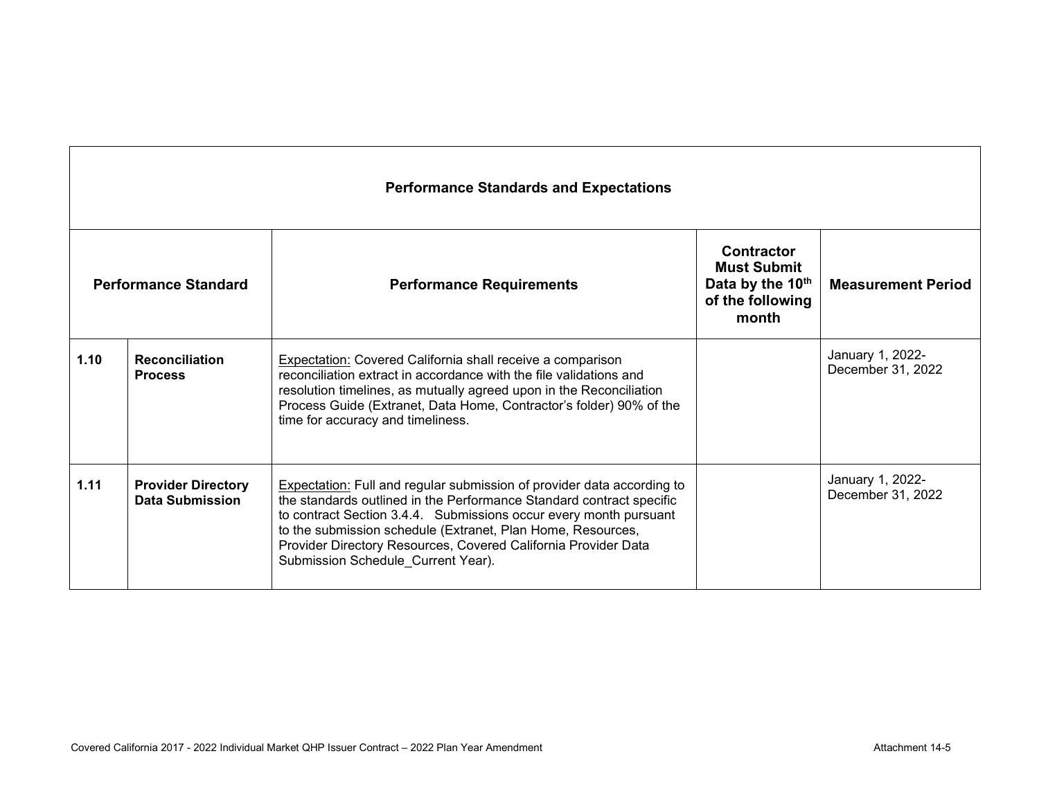| Performance Standards and Expectations | | | | |
|---|---|---|---|---|
| **Performance Standard** | | **Performance Requirements** | **Contractor Must Submit Data by the 10th of the following month** | **Measurement Period** |
| **1.10** | **Reconciliation Process** | Expectation: Covered California shall receive a comparison reconciliation extract in accordance with the file validations and resolution timelines, as mutually agreed upon in the Reconciliation Process Guide (Extranet, Data Home, Contractor's folder) 90% of the time for accuracy and timeliness. | | January 1, 2022-December 31, 2022 |
| **1.11** | **Provider Directory Data Submission** | Expectation: Full and regular submission of provider data according to the standards outlined in the Performance Standard contract specific to contract Section 3.4.4. Submissions occur every month pursuant to the submission schedule (Extranet, Plan Home, Resources, Provider Directory Resources, Covered California Provider Data Submission Schedule_Current Year). | | January 1, 2022-December 31, 2022 |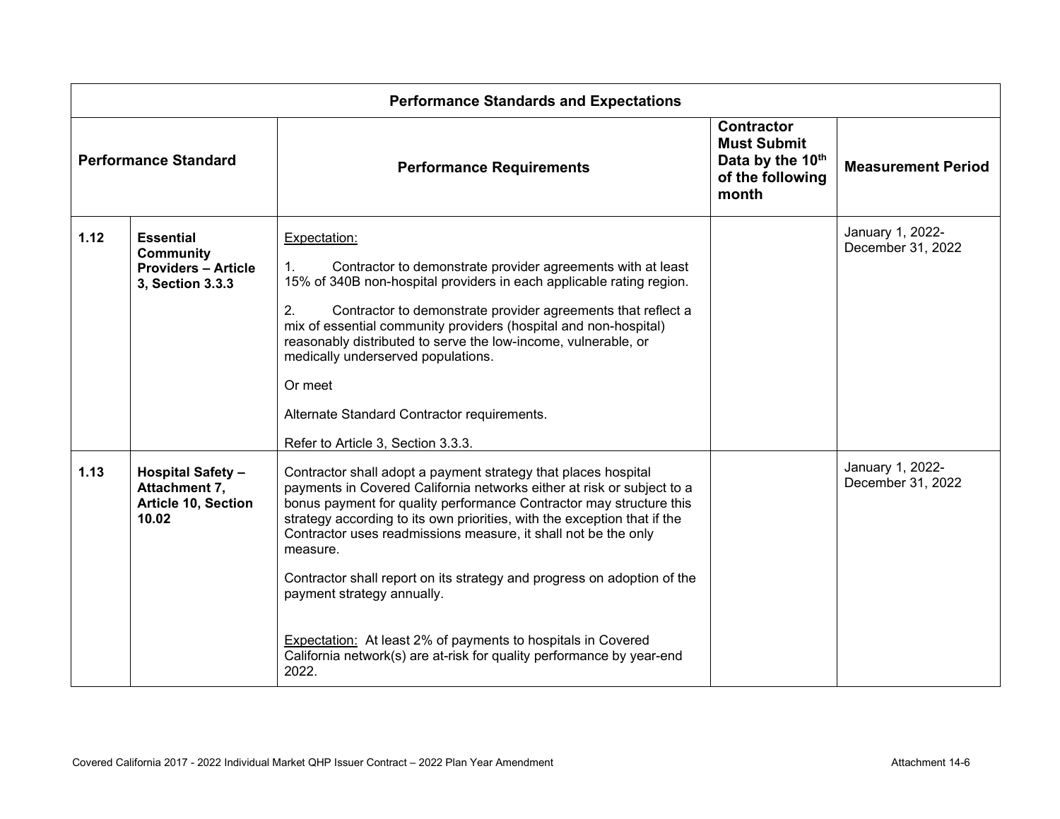| Performance Standards and Expectations | | | | |
|---|---|---|---|---|
| **Performance Standard** | | **Performance Requirements** | **Contractor Must Submit Data by the 10th of the following month** | **Measurement Period** |
| **1.12** | **Essential Community Providers – Article 3, Section 3.3.3** | Expectation:<br><br>1. Contractor to demonstrate provider agreements with at least 15% of 340B non-hospital providers in each applicable rating region.<br><br>2. Contractor to demonstrate provider agreements that reflect a mix of essential community providers (hospital and non-hospital) reasonably distributed to serve the low-income, vulnerable, or medically underserved populations.<br><br>Or meet<br><br>Alternate Standard Contractor requirements.<br><br>Refer to Article 3, Section 3.3.3. | | January 1, 2022-December 31, 2022 |
| **1.13** | **Hospital Safety – Attachment 7, Article 10, Section 10.02** | Contractor shall adopt a payment strategy that places hospital payments in Covered California networks either at risk or subject to a bonus payment for quality performance Contractor may structure this strategy according to its own priorities, with the exception that if the Contractor uses readmissions measure, it shall not be the only measure.<br><br>Contractor shall report on its strategy and progress on adoption of the payment strategy annually.<br><br>Expectation: At least 2% of payments to hospitals in Covered California network(s) are at-risk for quality performance by year-end 2022. | | January 1, 2022-December 31, 2022 |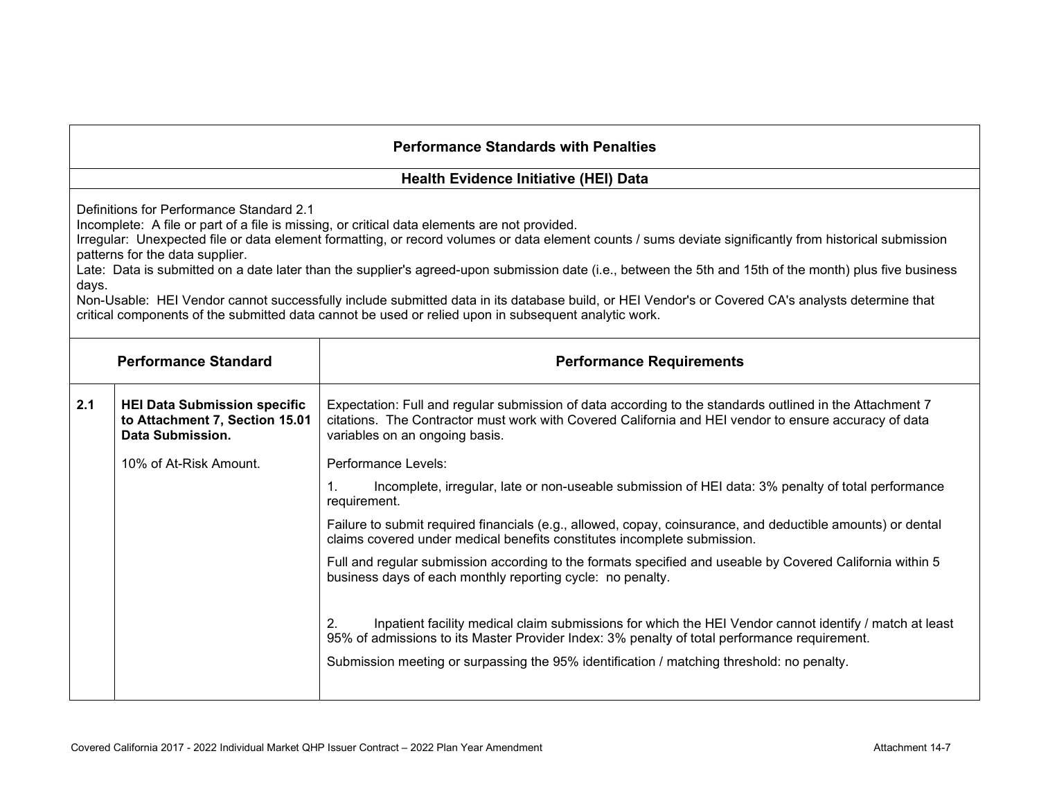## Performance Standards with Penalties

### Health Evidence Initiative (HEI) Data

Definitions for Performance Standard 2.1
Incomplete: A file or part of a file is missing, or critical data elements are not provided.
Irregular: Unexpected file or data element formatting, or record volumes or data element counts / sums deviate significantly from historical submission patterns for the data supplier.
Late: Data is submitted on a date later than the supplier's agreed-upon submission date (i.e., between the 5th and 15th of the month) plus five business days.
Non-Usable: HEI Vendor cannot successfully include submitted data in its database build, or HEI Vendor's or Covered CA's analysts determine that critical components of the submitted data cannot be used or relied upon in subsequent analytic work.

| Performance Standard | | Performance Requirements |
|---|---|---|
| 2.1 | **HEI Data Submission specific to Attachment 7, Section 15.01 Data Submission.**<br><br>10% of At-Risk Amount. | Expectation: Full and regular submission of data according to the standards outlined in the Attachment 7 citations. The Contractor must work with Covered California and HEI vendor to ensure accuracy of data variables on an ongoing basis.<br><br>Performance Levels:<br><br>1. Incomplete, irregular, late or non-useable submission of HEI data: 3% penalty of total performance requirement.<br><br>Failure to submit required financials (e.g., allowed, copay, coinsurance, and deductible amounts) or dental claims covered under medical benefits constitutes incomplete submission.<br><br>Full and regular submission according to the formats specified and useable by Covered California within 5 business days of each monthly reporting cycle: no penalty.<br><br>2. Inpatient facility medical claim submissions for which the HEI Vendor cannot identify / match at least 95% of admissions to its Master Provider Index: 3% penalty of total performance requirement.<br><br>Submission meeting or surpassing the 95% identification / matching threshold: no penalty. |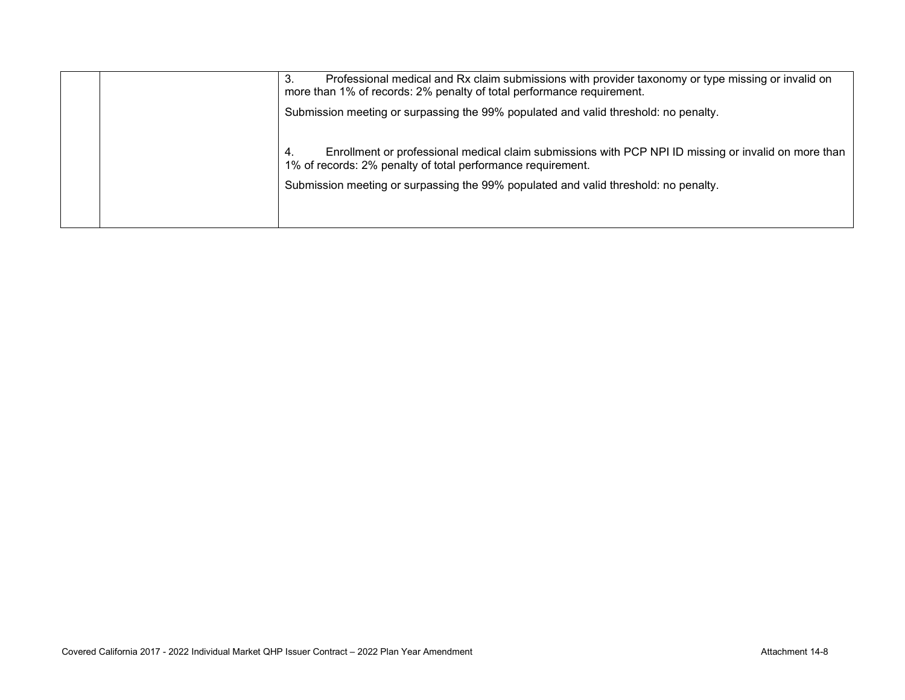| | | |
|---|---|---|
| | | 3. Professional medical and Rx claim submissions with provider taxonomy or type missing or invalid on more than 1% of records: 2% penalty of total performance requirement.<br><br>Submission meeting or surpassing the 99% populated and valid threshold: no penalty.<br><br>4. Enrollment or professional medical claim submissions with PCP NPI ID missing or invalid on more than 1% of records: 2% penalty of total performance requirement.<br><br>Submission meeting or surpassing the 99% populated and valid threshold: no penalty. |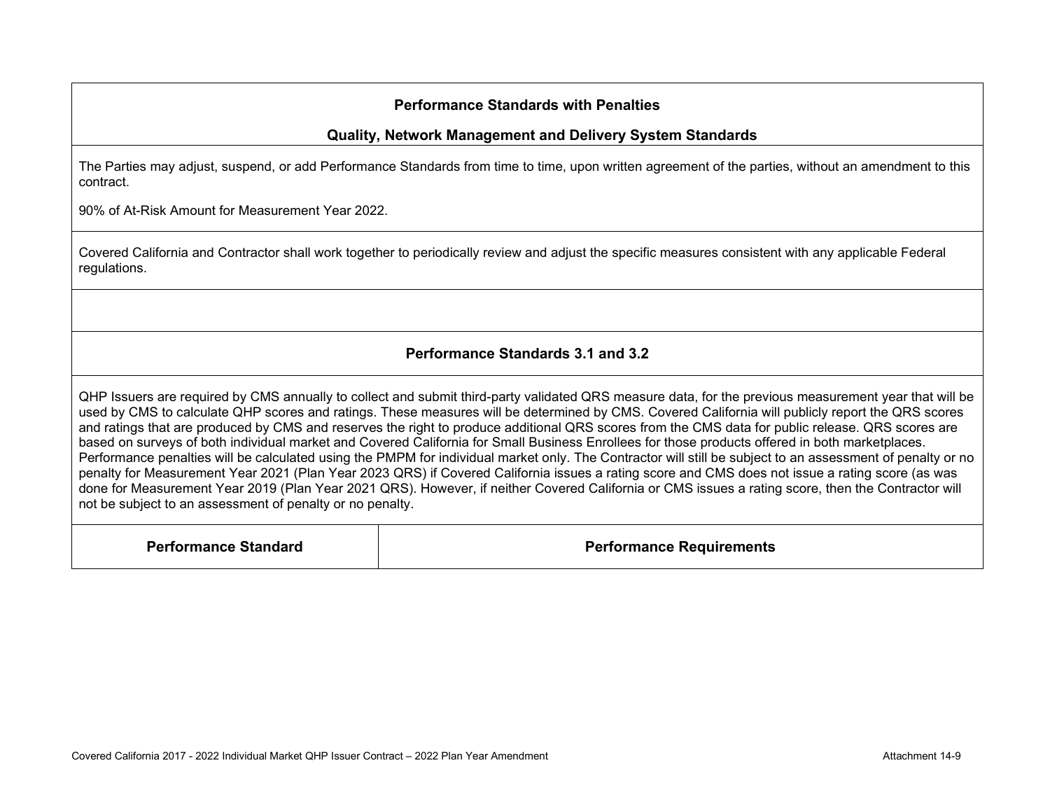**Performance Standards with Penalties**

**Quality, Network Management and Delivery System Standards**

The Parties may adjust, suspend, or add Performance Standards from time to time, upon written agreement of the parties, without an amendment to this contract.

90% of At-Risk Amount for Measurement Year 2022.

Covered California and Contractor shall work together to periodically review and adjust the specific measures consistent with any applicable Federal regulations.

**Performance Standards 3.1 and 3.2**

QHP Issuers are required by CMS annually to collect and submit third-party validated QRS measure data, for the previous measurement year that will be used by CMS to calculate QHP scores and ratings. These measures will be determined by CMS. Covered California will publicly report the QRS scores and ratings that are produced by CMS and reserves the right to produce additional QRS scores from the CMS data for public release. QRS scores are based on surveys of both individual market and Covered California for Small Business Enrollees for those products offered in both marketplaces. Performance penalties will be calculated using the PMPM for individual market only. The Contractor will still be subject to an assessment of penalty or no penalty for Measurement Year 2021 (Plan Year 2023 QRS) if Covered California issues a rating score and CMS does not issue a rating score (as was done for Measurement Year 2019 (Plan Year 2021 QRS). However, if neither Covered California or CMS issues a rating score, then the Contractor will not be subject to an assessment of penalty or no penalty.

| Performance Standard | Performance Requirements |
|---|---|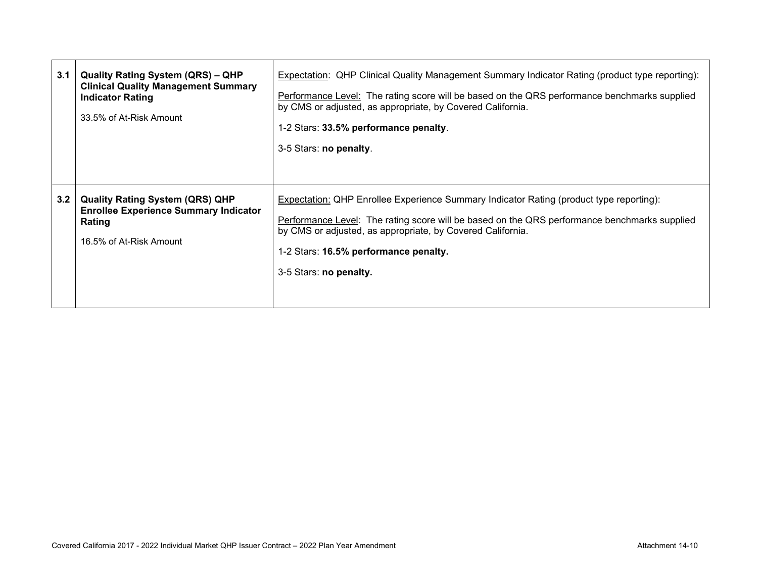| | | |
|---|---|---|
| **3.1** | **Quality Rating System (QRS) – QHP Clinical Quality Management Summary Indicator Rating**<br><br>33.5% of At-Risk Amount | Expectation: QHP Clinical Quality Management Summary Indicator Rating (product type reporting):<br><br>Performance Level: The rating score will be based on the QRS performance benchmarks supplied by CMS or adjusted, as appropriate, by Covered California.<br><br>1-2 Stars: **33.5% performance penalty**.<br><br>3-5 Stars: **no penalty**. |
| **3.2** | **Quality Rating System (QRS) QHP Enrollee Experience Summary Indicator Rating**<br><br>16.5% of At-Risk Amount | Expectation: QHP Enrollee Experience Summary Indicator Rating (product type reporting):<br><br>Performance Level: The rating score will be based on the QRS performance benchmarks supplied by CMS or adjusted, as appropriate, by Covered California.<br><br>1-2 Stars: **16.5% performance penalty.**<br><br>3-5 Stars: **no penalty.** |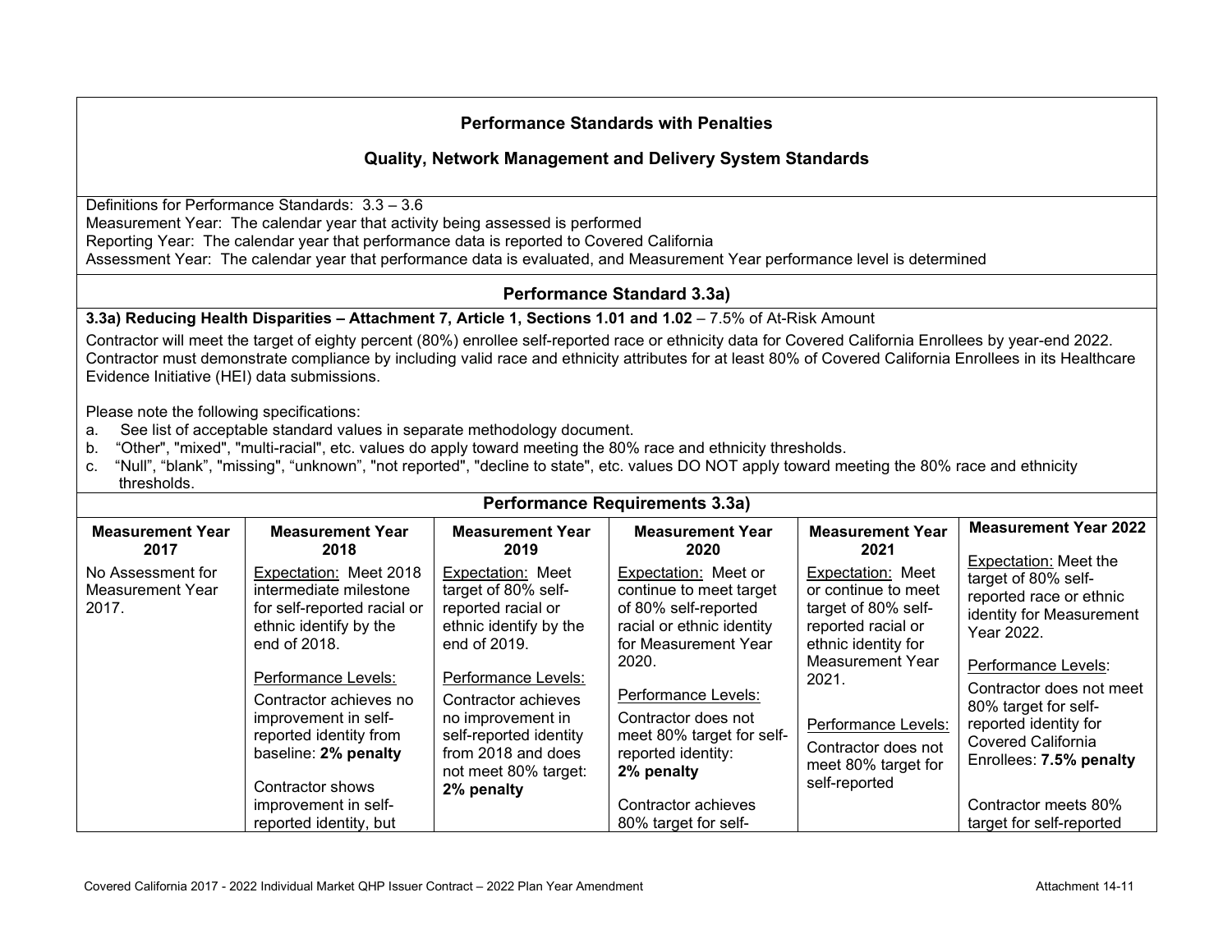## Performance Standards with Penalties

### Quality, Network Management and Delivery System Standards

Definitions for Performance Standards: 3.3 – 3.6
Measurement Year: The calendar year that activity being assessed is performed
Reporting Year: The calendar year that performance data is reported to Covered California
Assessment Year: The calendar year that performance data is evaluated, and Measurement Year performance level is determined

### Performance Standard 3.3a)

**3.3a) Reducing Health Disparities – Attachment 7, Article 1, Sections 1.01 and 1.02** – 7.5% of At-Risk Amount

Contractor will meet the target of eighty percent (80%) enrollee self-reported race or ethnicity data for Covered California Enrollees by year-end 2022. Contractor must demonstrate compliance by including valid race and ethnicity attributes for at least 80% of Covered California Enrollees in its Healthcare Evidence Initiative (HEI) data submissions.

Please note the following specifications:

a. See list of acceptable standard values in separate methodology document.
b. "Other", "mixed", "multi-racial", etc. values do apply toward meeting the 80% race and ethnicity thresholds.
c. "Null", "blank", "missing", "unknown", "not reported", "decline to state", etc. values DO NOT apply toward meeting the 80% race and ethnicity thresholds.

### Performance Requirements 3.3a)

| Measurement Year 2017 | Measurement Year 2018 | Measurement Year 2019 | Measurement Year 2020 | Measurement Year 2021 | Measurement Year 2022 |
|---|---|---|---|---|---|
| No Assessment for Measurement Year 2017. | Expectation: Meet 2018 intermediate milestone for self-reported racial or ethnic identify by the end of 2018.<br><br>Performance Levels:<br><br>Contractor achieves no improvement in self-reported identity from baseline: **2% penalty**<br><br>Contractor shows improvement in self-reported identity, but | Expectation: Meet target of 80% self-reported racial or ethnic identify by the end of 2019.<br><br>Performance Levels:<br><br>Contractor achieves no improvement in self-reported identity from 2018 and does not meet 80% target: **2% penalty** | Expectation: Meet or continue to meet target of 80% self-reported racial or ethnic identity for Measurement Year 2020.<br><br>Performance Levels:<br><br>Contractor does not meet 80% target for self-reported identity: **2% penalty**<br><br>Contractor achieves 80% target for self- | Expectation: Meet or continue to meet target of 80% self-reported racial or ethnic identity for Measurement Year 2021.<br><br>Performance Levels:<br><br>Contractor does not meet 80% target for self-reported | Expectation: Meet the target of 80% self-reported race or ethnic identity for Measurement Year 2022.<br><br>Performance Levels:<br><br>Contractor does not meet 80% target for self-reported identity for Covered California Enrollees: **7.5% penalty**<br><br>Contractor meets 80% target for self-reported |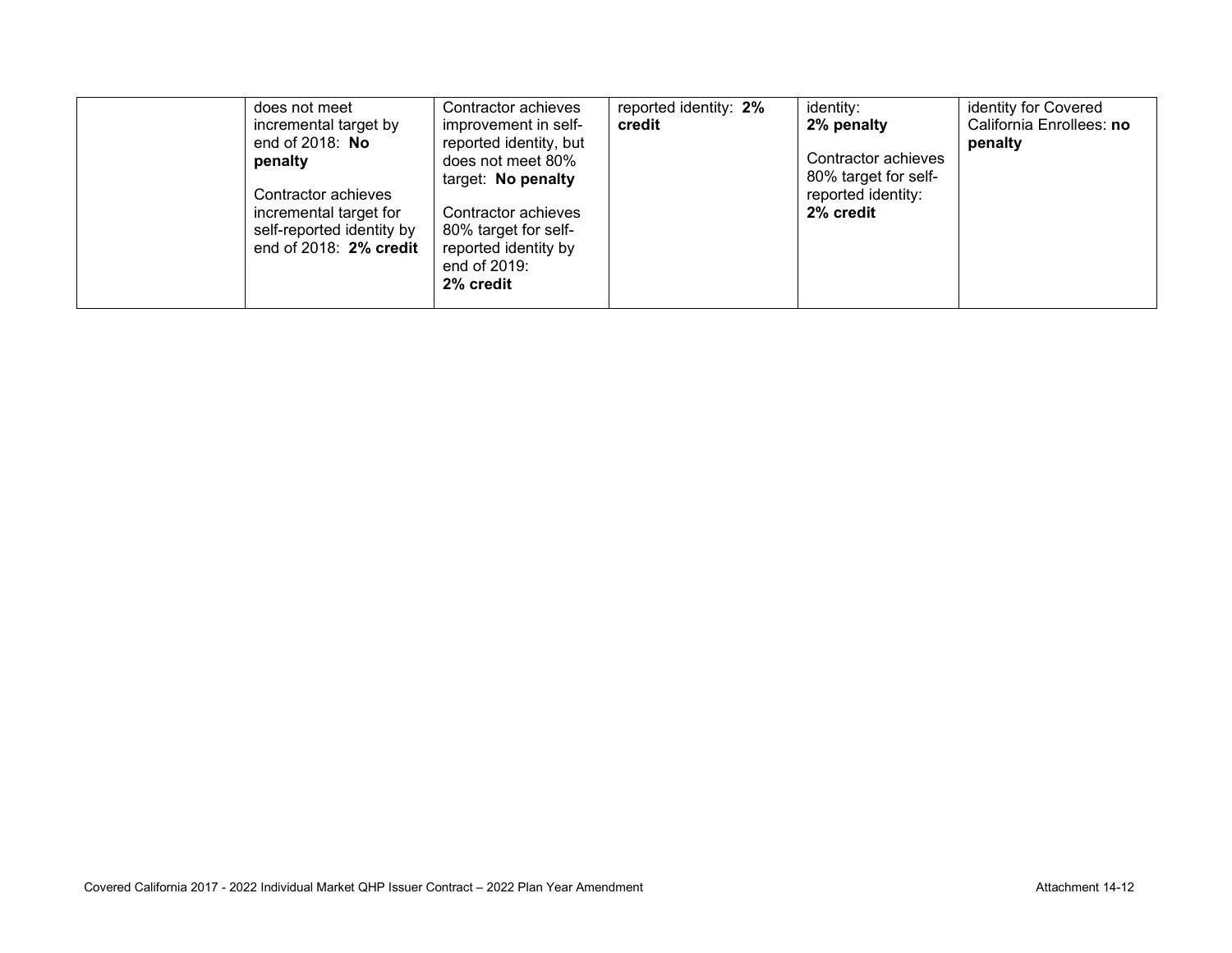|  |  |  |  |  |  |
|---|---|---|---|---|---|
|  | does not meet incremental target by end of 2018: **No penalty**<br><br>Contractor achieves incremental target for self-reported identity by end of 2018: **2% credit** | Contractor achieves improvement in self-reported identity, but does not meet 80% target: **No penalty**<br><br>Contractor achieves 80% target for self-reported identity by end of 2019: **2% credit** | reported identity: **2% credit** | identity: **2% penalty**<br><br>Contractor achieves 80% target for self-reported identity: **2% credit** | identity for Covered California Enrollees: **no penalty** |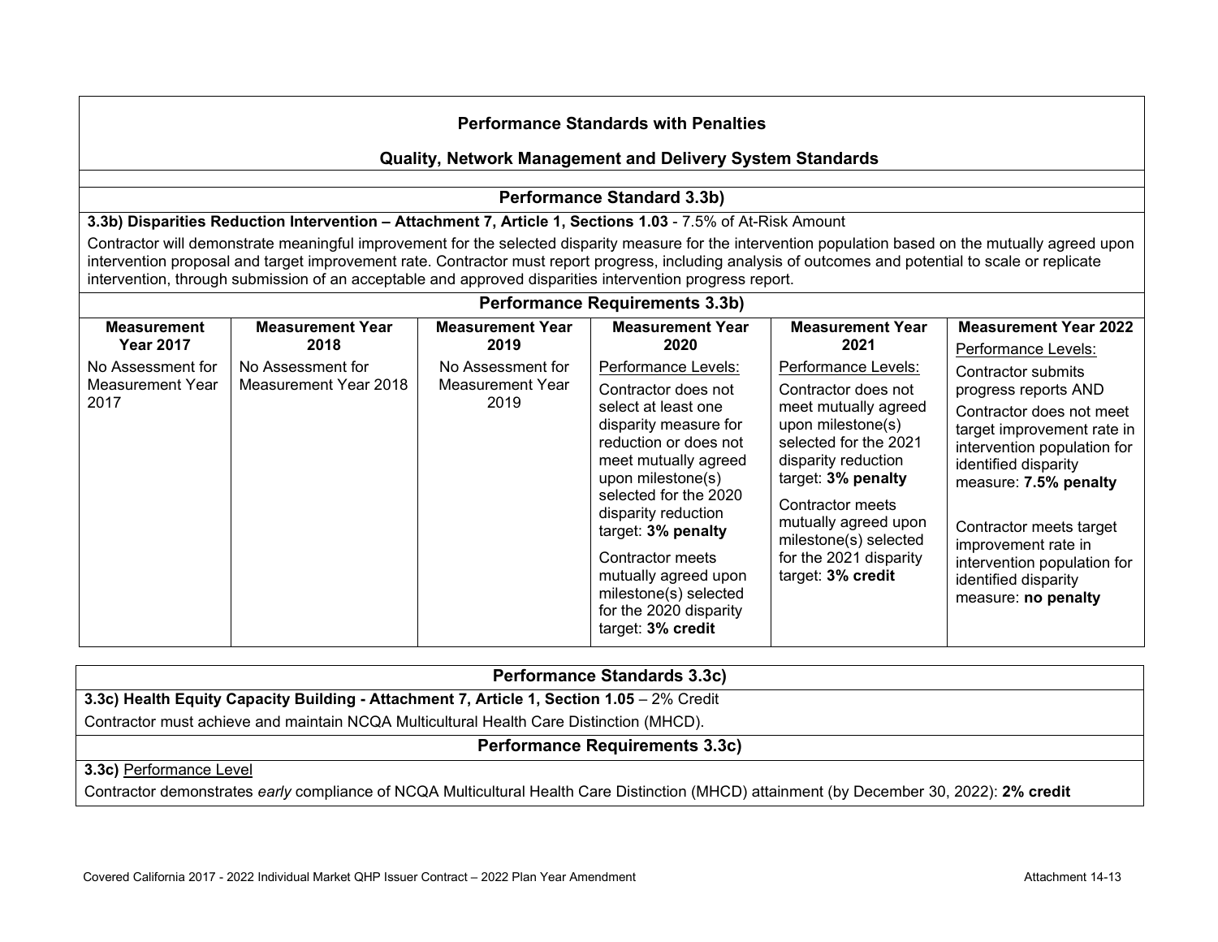## Performance Standards with Penalties

## Quality, Network Management and Delivery System Standards

### Performance Standard 3.3b)

**3.3b) Disparities Reduction Intervention – Attachment 7, Article 1, Sections 1.03** - 7.5% of At-Risk Amount

Contractor will demonstrate meaningful improvement for the selected disparity measure for the intervention population based on the mutually agreed upon intervention proposal and target improvement rate. Contractor must report progress, including analysis of outcomes and potential to scale or replicate intervention, through submission of an acceptable and approved disparities intervention progress report.

### Performance Requirements 3.3b)

| Measurement Year 2017 | Measurement Year 2018 | Measurement Year 2019 | Measurement Year 2020 | Measurement Year 2021 | Measurement Year 2022 |
|---|---|---|---|---|---|
| No Assessment for Measurement Year 2017 | No Assessment for Measurement Year 2018 | No Assessment for Measurement Year 2019 | Performance Levels:<br>Contractor does not select at least one disparity measure for reduction or does not meet mutually agreed upon milestone(s) selected for the 2020 disparity reduction target: **3% penalty**<br>Contractor meets mutually agreed upon milestone(s) selected for the 2020 disparity target: **3% credit** | Performance Levels:<br>Contractor does not meet mutually agreed upon milestone(s) selected for the 2021 disparity reduction target: **3% penalty**<br>Contractor meets mutually agreed upon milestone(s) selected for the 2021 disparity target: **3% credit** | Performance Levels:<br>Contractor submits progress reports AND<br>Contractor does not meet target improvement rate in intervention population for identified disparity measure: **7.5% penalty**<br>Contractor meets target improvement rate in intervention population for identified disparity measure: **no penalty** |

### Performance Standards 3.3c)

**3.3c) Health Equity Capacity Building - Attachment 7, Article 1, Section 1.05** – 2% Credit

Contractor must achieve and maintain NCQA Multicultural Health Care Distinction (MHCD).

### Performance Requirements 3.3c)

**3.3c)** Performance Level

Contractor demonstrates *early* compliance of NCQA Multicultural Health Care Distinction (MHCD) attainment (by December 30, 2022): **2% credit**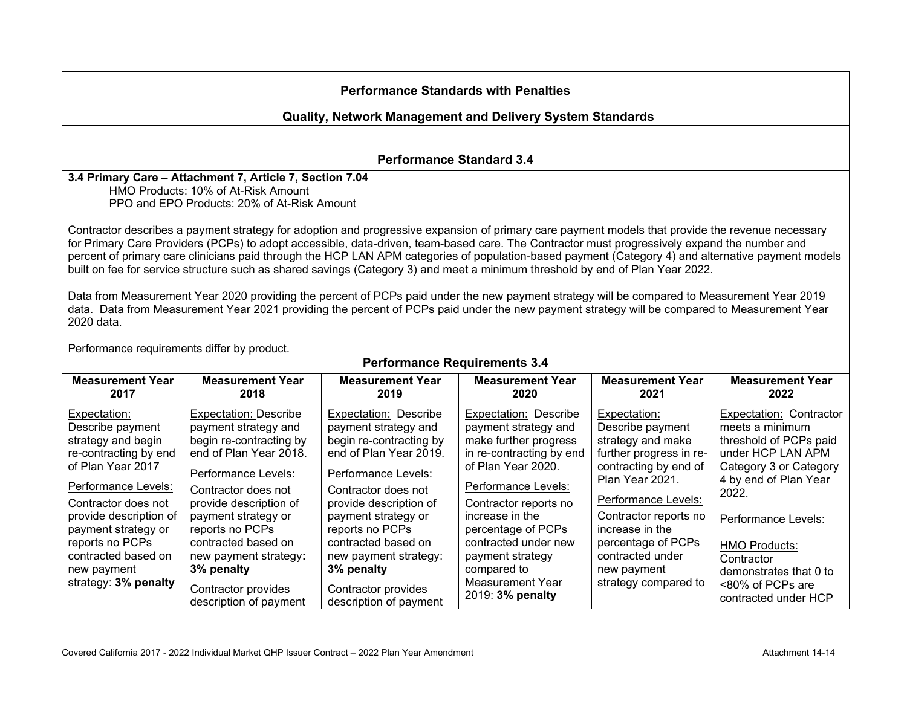## Performance Standards with Penalties

## Quality, Network Management and Delivery System Standards

### Performance Standard 3.4

**3.4 Primary Care – Attachment 7, Article 7, Section 7.04**

HMO Products: 10% of At-Risk Amount
PPO and EPO Products: 20% of At-Risk Amount

Contractor describes a payment strategy for adoption and progressive expansion of primary care payment models that provide the revenue necessary for Primary Care Providers (PCPs) to adopt accessible, data-driven, team-based care. The Contractor must progressively expand the number and percent of primary care clinicians paid through the HCP LAN APM categories of population-based payment (Category 4) and alternative payment models built on fee for service structure such as shared savings (Category 3) and meet a minimum threshold by end of Plan Year 2022.

Data from Measurement Year 2020 providing the percent of PCPs paid under the new payment strategy will be compared to Measurement Year 2019 data. Data from Measurement Year 2021 providing the percent of PCPs paid under the new payment strategy will be compared to Measurement Year 2020 data.

Performance requirements differ by product.

**Performance Requirements 3.4**

| Measurement Year 2017 | Measurement Year 2018 | Measurement Year 2019 | Measurement Year 2020 | Measurement Year 2021 | Measurement Year 2022 |
|---|---|---|---|---|---|
| Expectation: Describe payment strategy and begin re-contracting by end of Plan Year 2017<br><br>Performance Levels:<br>Contractor does not provide description of payment strategy or reports no PCPs contracted based on new payment strategy: **3% penalty** | Expectation: Describe payment strategy and begin re-contracting by end of Plan Year 2018.<br><br>Performance Levels:<br>Contractor does not provide description of payment strategy or reports no PCPs contracted based on new payment strategy**:** **3% penalty**<br><br>Contractor provides description of payment | Expectation: Describe payment strategy and begin re-contracting by end of Plan Year 2019.<br><br>Performance Levels:<br>Contractor does not provide description of payment strategy or reports no PCPs contracted based on new payment strategy: **3% penalty**<br><br>Contractor provides description of payment | Expectation: Describe payment strategy and make further progress in re-contracting by end of Plan Year 2020.<br><br>Performance Levels:<br>Contractor reports no increase in the percentage of PCPs contracted under new payment strategy compared to Measurement Year 2019: **3% penalty** | Expectation: Describe payment strategy and make further progress in re-contracting by end of Plan Year 2021.<br><br>Performance Levels:<br>Contractor reports no increase in the percentage of PCPs contracted under new payment strategy compared to | Expectation: Contractor meets a minimum threshold of PCPs paid under HCP LAN APM Category 3 or Category 4 by end of Plan Year 2022.<br><br>Performance Levels:<br><br>HMO Products:<br>Contractor demonstrates that 0 to <80% of PCPs are contracted under HCP |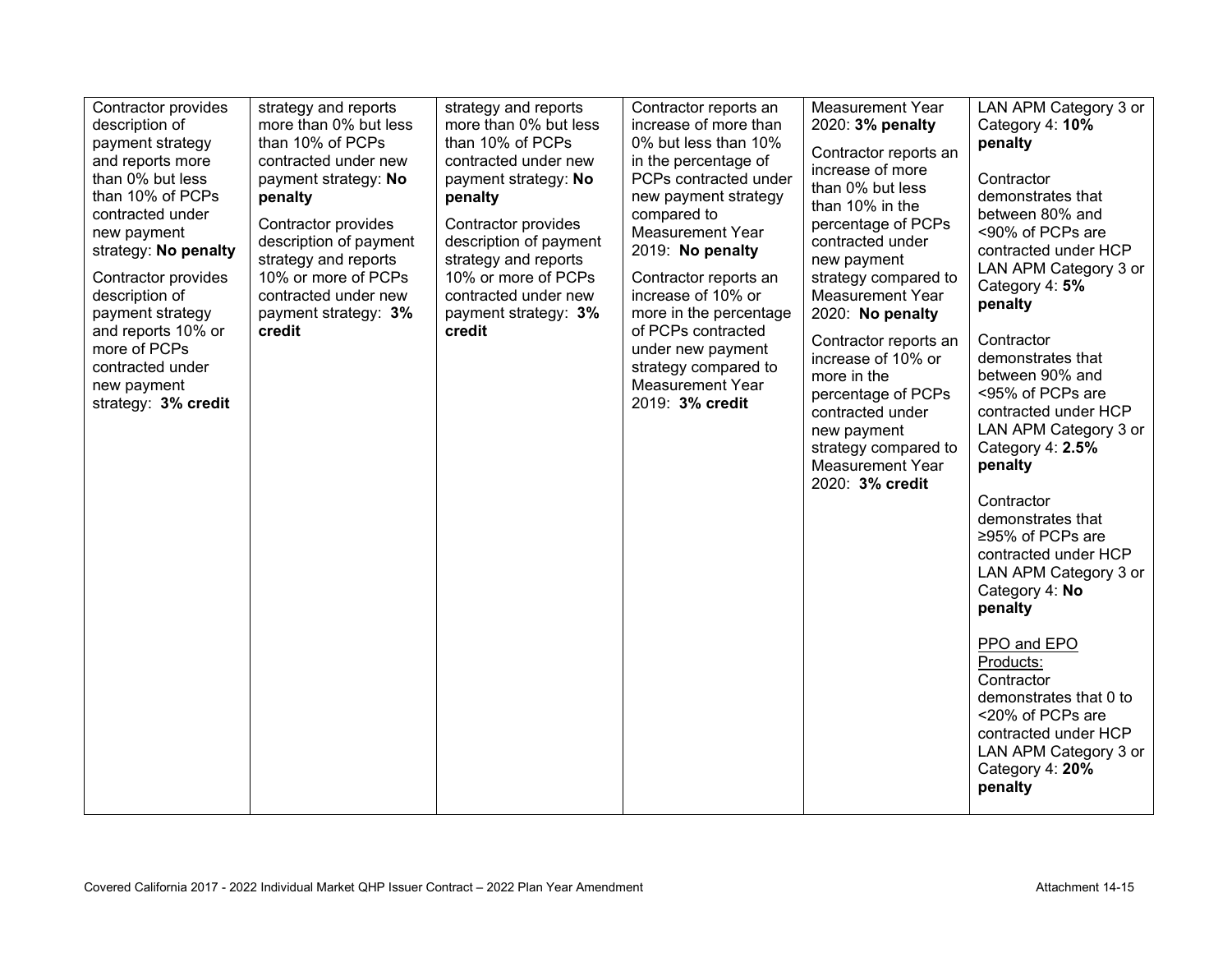| | | | | | |
|---|---|---|---|---|---|
| Contractor provides description of payment strategy and reports more than 0% but less than 10% of PCPs contracted under new payment strategy: **No penalty**<br><br>Contractor provides description of payment strategy and reports 10% or more of PCPs contracted under new payment strategy: **3% credit** | strategy and reports more than 0% but less than 10% of PCPs contracted under new payment strategy: **No penalty**<br><br>Contractor provides description of payment strategy and reports 10% or more of PCPs contracted under new payment strategy: **3% credit** | strategy and reports more than 0% but less than 10% of PCPs contracted under new payment strategy: **No penalty**<br><br>Contractor provides description of payment strategy and reports 10% or more of PCPs contracted under new payment strategy: **3% credit** | Contractor reports an increase of more than 0% but less than 10% in the percentage of PCPs contracted under new payment strategy compared to Measurement Year 2019: **No penalty**<br><br>Contractor reports an increase of 10% or more in the percentage of PCPs contracted under new payment strategy compared to Measurement Year 2019: **3% credit** | Measurement Year 2020: **3% penalty**<br><br>Contractor reports an increase of more than 0% but less than 10% in the percentage of PCPs contracted under new payment strategy compared to Measurement Year 2020: **No penalty**<br><br>Contractor reports an increase of 10% or more in the percentage of PCPs contracted under new payment strategy compared to Measurement Year 2020: **3% credit** | LAN APM Category 3 or Category 4: **10% penalty**<br><br>Contractor demonstrates that between 80% and <90% of PCPs are contracted under HCP LAN APM Category 3 or Category 4: **5% penalty**<br><br>Contractor demonstrates that between 90% and <95% of PCPs are contracted under HCP LAN APM Category 3 or Category 4: **2.5% penalty**<br><br>Contractor demonstrates that ≥95% of PCPs are contracted under HCP LAN APM Category 3 or Category 4: **No penalty**<br><br>PPO and EPO Products:<br>Contractor demonstrates that 0 to <20% of PCPs are contracted under HCP LAN APM Category 3 or Category 4: **20% penalty** |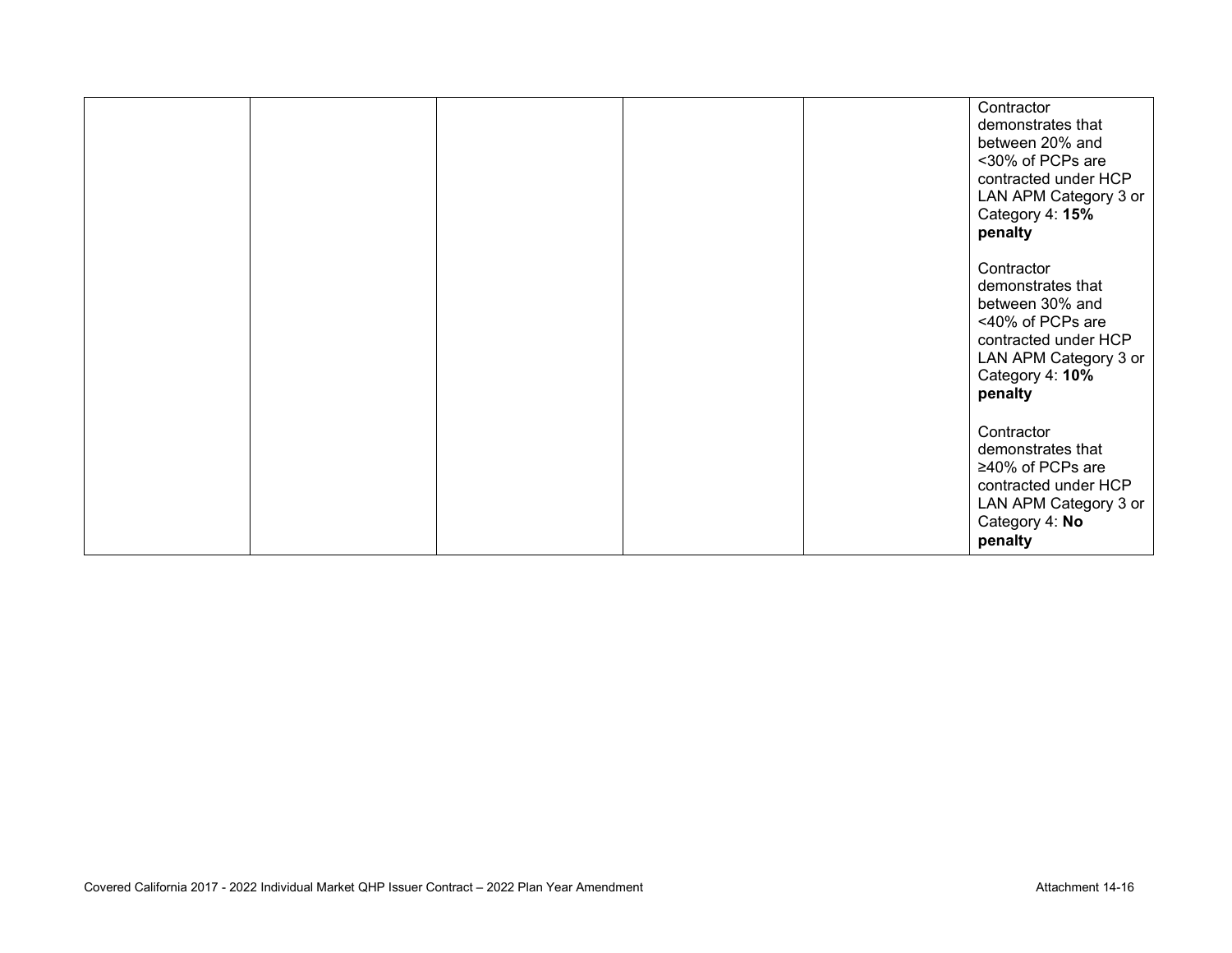| | | | | | |
|---|---|---|---|---|---|
| | | | | | Contractor demonstrates that between 20% and <30% of PCPs are contracted under HCP LAN APM Category 3 or Category 4: **15% penalty**<br><br>Contractor demonstrates that between 30% and <40% of PCPs are contracted under HCP LAN APM Category 3 or Category 4: **10% penalty**<br><br>Contractor demonstrates that ≥40% of PCPs are contracted under HCP LAN APM Category 3 or Category 4: **No penalty** |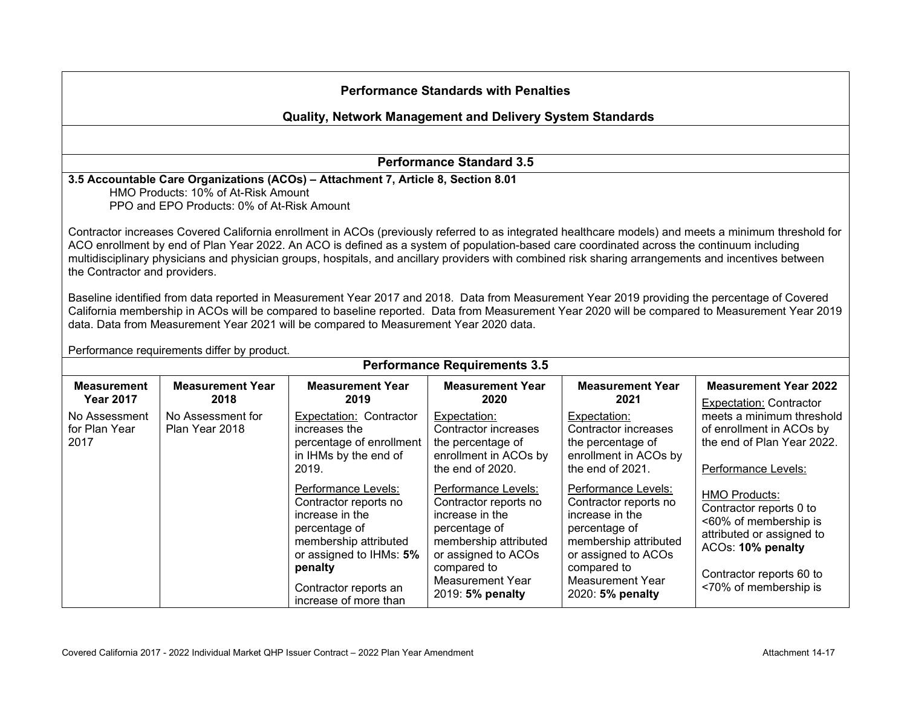## Performance Standards with Penalties

### Quality, Network Management and Delivery System Standards

### Performance Standard 3.5

**3.5 Accountable Care Organizations (ACOs) – Attachment 7, Article 8, Section 8.01**

HMO Products: 10% of At-Risk Amount
PPO and EPO Products: 0% of At-Risk Amount

Contractor increases Covered California enrollment in ACOs (previously referred to as integrated healthcare models) and meets a minimum threshold for ACO enrollment by end of Plan Year 2022. An ACO is defined as a system of population-based care coordinated across the continuum including multidisciplinary physicians and physician groups, hospitals, and ancillary providers with combined risk sharing arrangements and incentives between the Contractor and providers.

Baseline identified from data reported in Measurement Year 2017 and 2018. Data from Measurement Year 2019 providing the percentage of Covered California membership in ACOs will be compared to baseline reported. Data from Measurement Year 2020 will be compared to Measurement Year 2019 data. Data from Measurement Year 2021 will be compared to Measurement Year 2020 data.

Performance requirements differ by product.

**Performance Requirements 3.5**

| Measurement Year 2017 | Measurement Year 2018 | Measurement Year 2019 | Measurement Year 2020 | Measurement Year 2021 | Measurement Year 2022 |
|---|---|---|---|---|---|
| No Assessment for Plan Year 2017 | No Assessment for Plan Year 2018 | Expectation: Contractor increases the percentage of enrollment in IHMs by the end of 2019.<br><br>Performance Levels:<br>Contractor reports no increase in the percentage of membership attributed or assigned to IHMs: **5% penalty**<br><br>Contractor reports an increase of more than | Expectation: Contractor increases the percentage of enrollment in ACOs by the end of 2020.<br><br>Performance Levels:<br>Contractor reports no increase in the percentage of membership attributed or assigned to ACOs compared to Measurement Year 2019: **5% penalty** | Expectation: Contractor increases the percentage of enrollment in ACOs by the end of 2021.<br><br>Performance Levels:<br>Contractor reports no increase in the percentage of membership attributed or assigned to ACOs compared to Measurement Year 2020: **5% penalty** | Expectation: Contractor meets a minimum threshold of enrollment in ACOs by the end of Plan Year 2022.<br><br>Performance Levels:<br><br>HMO Products:<br>Contractor reports 0 to <60% of membership is attributed or assigned to ACOs: **10% penalty**<br><br>Contractor reports 60 to <70% of membership is |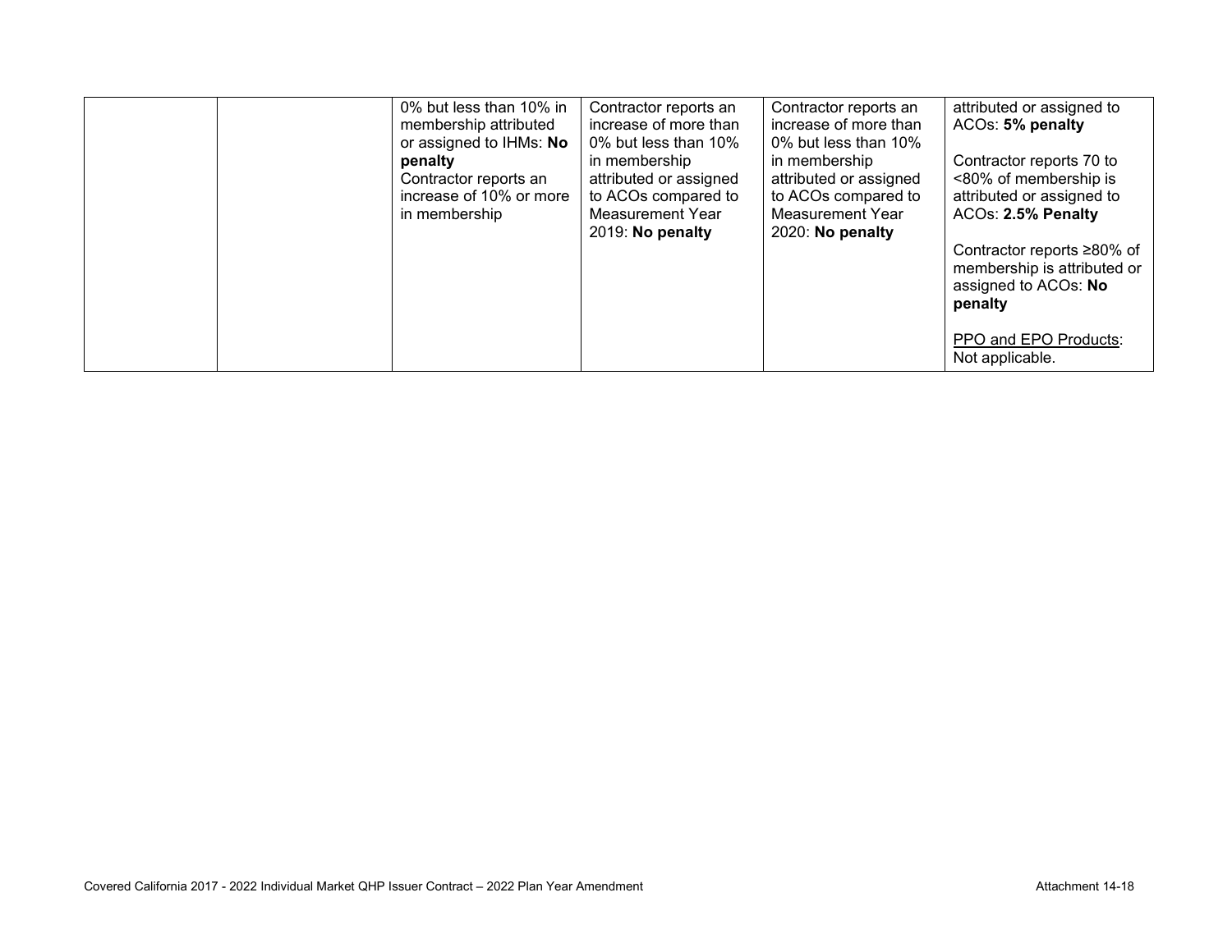|  |  |  |  |  |  |
|---|---|---|---|---|---|
|  |  | 0% but less than 10% in membership attributed or assigned to IHMs: **No penalty**<br>Contractor reports an increase of 10% or more in membership | Contractor reports an increase of more than 0% but less than 10% in membership attributed or assigned to ACOs compared to Measurement Year 2019: **No penalty** | Contractor reports an increase of more than 0% but less than 10% in membership attributed or assigned to ACOs compared to Measurement Year 2020: **No penalty** | attributed or assigned to ACOs: **5% penalty**<br><br>Contractor reports 70 to <80% of membership is attributed or assigned to ACOs: **2.5% Penalty**<br><br>Contractor reports ≥80% of membership is attributed or assigned to ACOs: **No penalty**<br><br><u>PPO and EPO Products</u>: Not applicable. |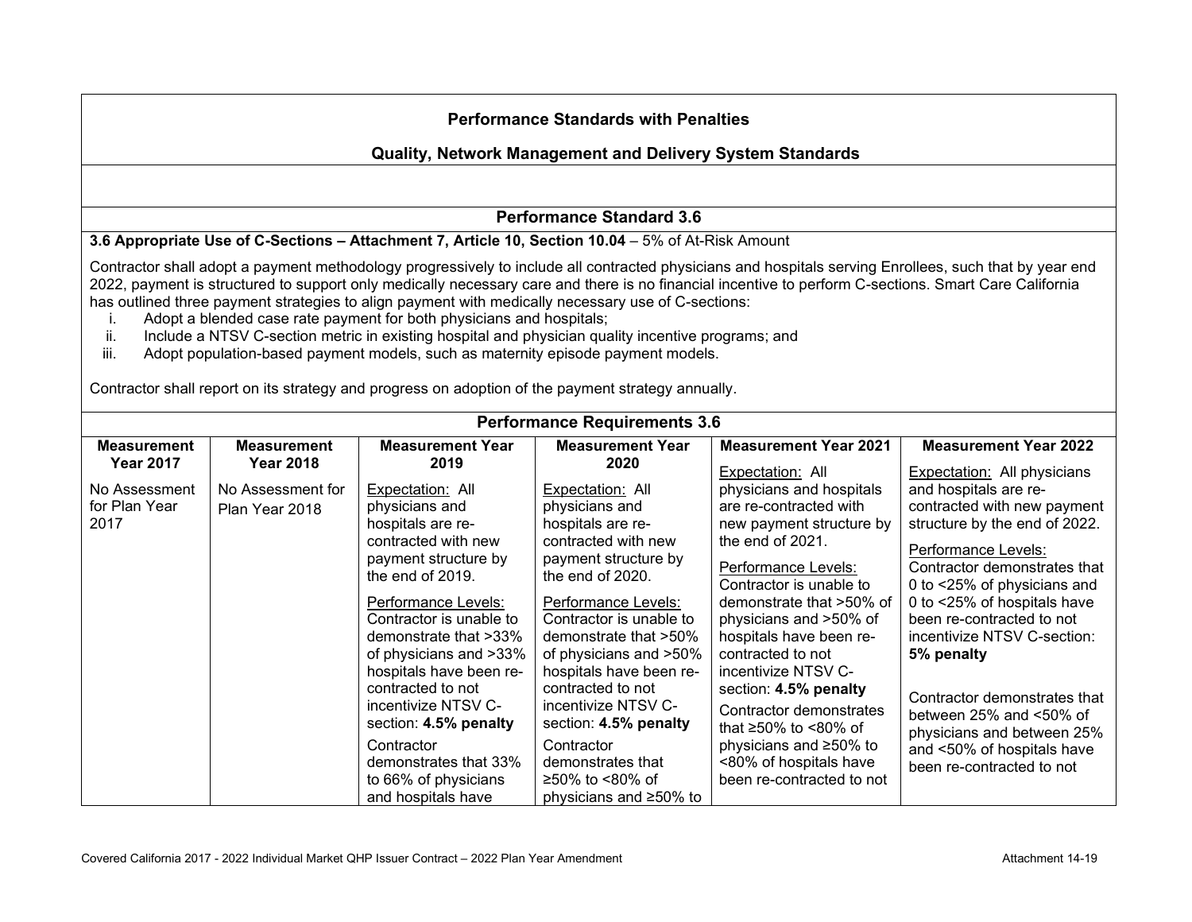## Performance Standards with Penalties

## Quality, Network Management and Delivery System Standards

### Performance Standard 3.6

**3.6 Appropriate Use of C-Sections – Attachment 7, Article 10, Section 10.04** – 5% of At-Risk Amount

Contractor shall adopt a payment methodology progressively to include all contracted physicians and hospitals serving Enrollees, such that by year end 2022, payment is structured to support only medically necessary care and there is no financial incentive to perform C-sections. Smart Care California has outlined three payment strategies to align payment with medically necessary use of C-sections:

i. Adopt a blended case rate payment for both physicians and hospitals;
ii. Include a NTSV C-section metric in existing hospital and physician quality incentive programs; and
iii. Adopt population-based payment models, such as maternity episode payment models.

Contractor shall report on its strategy and progress on adoption of the payment strategy annually.

### Performance Requirements 3.6

| Measurement Year 2017 | Measurement Year 2018 | Measurement Year 2019 | Measurement Year 2020 | Measurement Year 2021 | Measurement Year 2022 |
|---|---|---|---|---|---|
| No Assessment for Plan Year 2017 | No Assessment for Plan Year 2018 | Expectation: All physicians and hospitals are re-contracted with new payment structure by the end of 2019.<br><br>Performance Levels:<br>Contractor is unable to demonstrate that >33% of physicians and >33% hospitals have been re-contracted to not incentivize NTSV C-section: **4.5% penalty**<br><br>Contractor demonstrates that 33% to 66% of physicians and hospitals have | Expectation: All physicians and hospitals are re-contracted with new payment structure by the end of 2020.<br><br>Performance Levels:<br>Contractor is unable to demonstrate that >50% of physicians and >50% hospitals have been re-contracted to not incentivize NTSV C-section: **4.5% penalty**<br><br>Contractor demonstrates that ≥50% to <80% of physicians and ≥50% to | Expectation: All physicians and hospitals are re-contracted with new payment structure by the end of 2021.<br><br>Performance Levels:<br>Contractor is unable to demonstrate that >50% of physicians and >50% of hospitals have been re-contracted to not incentivize NTSV C-section: **4.5% penalty**<br><br>Contractor demonstrates that ≥50% to <80% of physicians and ≥50% to <80% of hospitals have been re-contracted to not | Expectation: All physicians and hospitals are re-contracted with new payment structure by the end of 2022.<br><br>Performance Levels:<br>Contractor demonstrates that 0 to <25% of physicians and 0 to <25% of hospitals have been re-contracted to not incentivize NTSV C-section: **5% penalty**<br><br>Contractor demonstrates that between 25% and <50% of physicians and between 25% and <50% of hospitals have been re-contracted to not |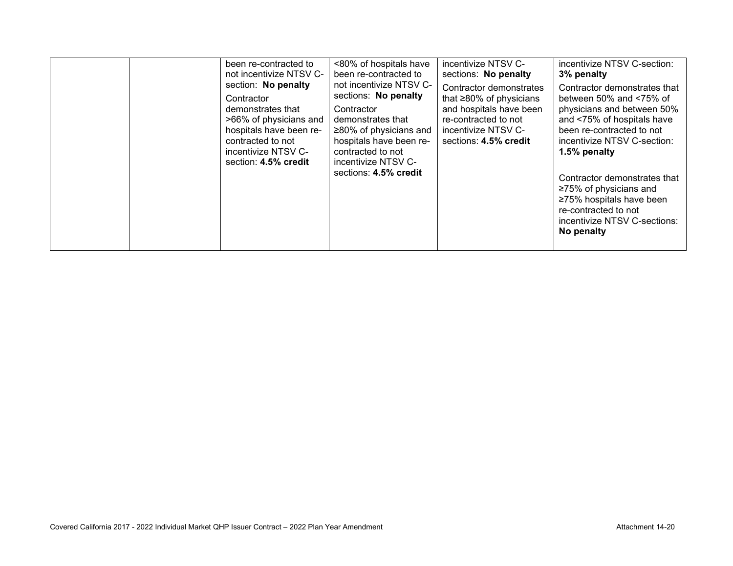|  |  | been re-contracted to not incentivize NTSV C-section: **No penalty**<br>Contractor demonstrates that >66% of physicians and hospitals have been re-contracted to not incentivize NTSV C-section: **4.5% credit** | <80% of hospitals have been re-contracted to not incentivize NTSV C-sections: **No penalty**<br>Contractor demonstrates that ≥80% of physicians and hospitals have been re-contracted to not incentivize NTSV C-sections: **4.5% credit** | incentivize NTSV C-sections: **No penalty**<br>Contractor demonstrates that ≥80% of physicians and hospitals have been re-contracted to not incentivize NTSV C-sections: **4.5% credit** | incentivize NTSV C-section: **3% penalty**<br>Contractor demonstrates that between 50% and <75% of physicians and between 50% and <75% of hospitals have been re-contracted to not incentivize NTSV C-section: **1.5% penalty**<br><br>Contractor demonstrates that ≥75% of physicians and ≥75% hospitals have been re-contracted to not incentivize NTSV C-sections: **No penalty** |
|---|---|---|---|---|---|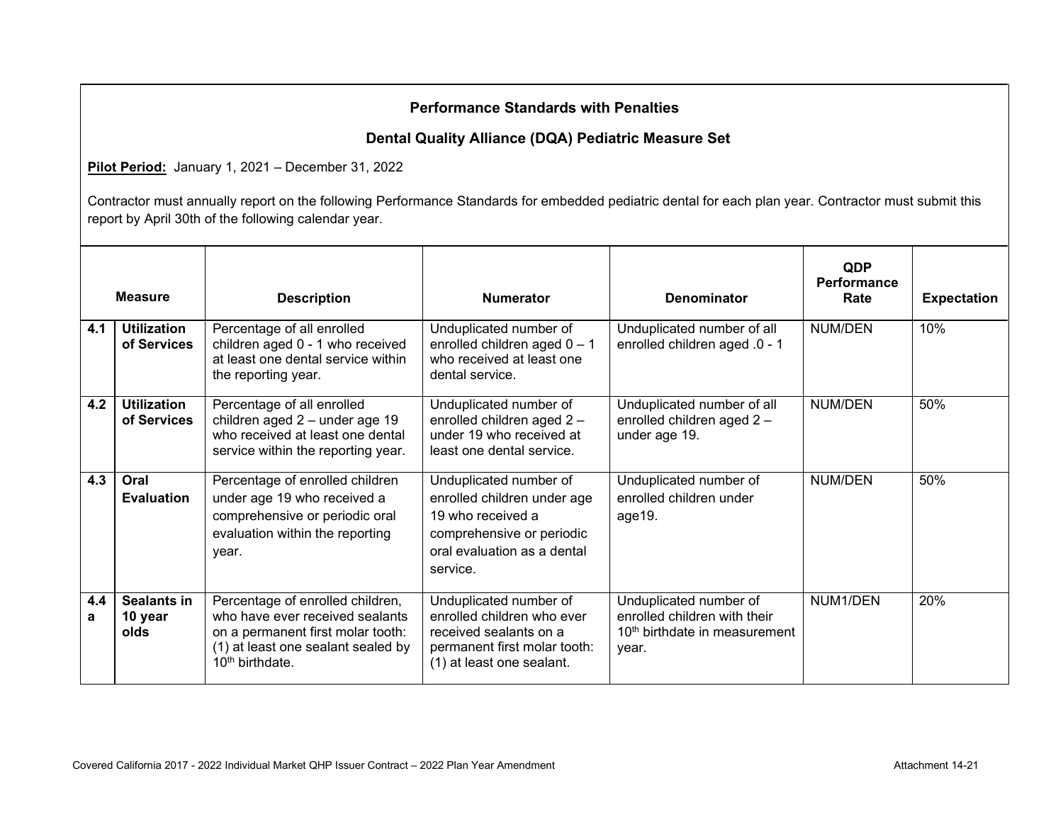**Performance Standards with Penalties**

**Dental Quality Alliance (DQA) Pediatric Measure Set**

**Pilot Period:** January 1, 2021 – December 31, 2022

Contractor must annually report on the following Performance Standards for embedded pediatric dental for each plan year. Contractor must submit this report by April 30th of the following calendar year.

| Measure | | Description | Numerator | Denominator | QDP Performance Rate | Expectation |
|---|---|---|---|---|---|---|
| 4.1 | **Utilization of Services** | Percentage of all enrolled children aged 0 - 1 who received at least one dental service within the reporting year. | Unduplicated number of enrolled children aged 0 – 1 who received at least one dental service. | Unduplicated number of all enrolled children aged .0 - 1 | NUM/DEN | 10% |
| 4.2 | **Utilization of Services** | Percentage of all enrolled children aged 2 – under age 19 who received at least one dental service within the reporting year. | Unduplicated number of enrolled children aged 2 – under 19 who received at least one dental service. | Unduplicated number of all enrolled children aged 2 – under age 19. | NUM/DEN | 50% |
| 4.3 | **Oral Evaluation** | Percentage of enrolled children under age 19 who received a comprehensive or periodic oral evaluation within the reporting year. | Unduplicated number of enrolled children under age 19 who received a comprehensive or periodic oral evaluation as a dental service. | Unduplicated number of enrolled children under age19. | NUM/DEN | 50% |
| 4.4 a | **Sealants in 10 year olds** | Percentage of enrolled children, who have ever received sealants on a permanent first molar tooth: (1) at least one sealant sealed by 10th birthdate. | Unduplicated number of enrolled children who ever received sealants on a permanent first molar tooth: (1) at least one sealant. | Unduplicated number of enrolled children with their 10th birthdate in measurement year. | NUM1/DEN | 20% |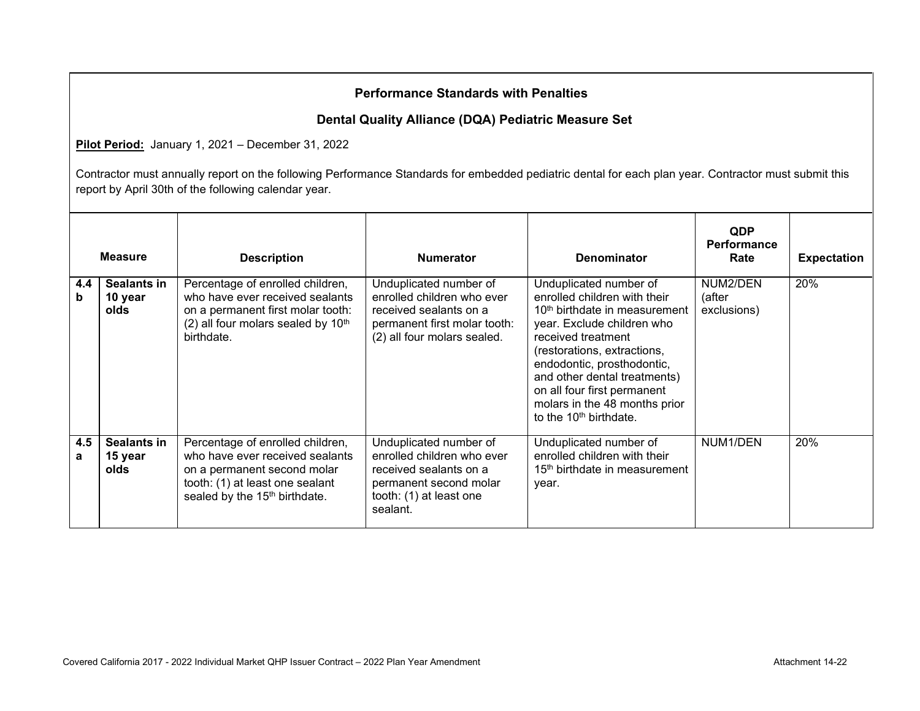**Performance Standards with Penalties**

**Dental Quality Alliance (DQA) Pediatric Measure Set**

**Pilot Period:** January 1, 2021 – December 31, 2022

Contractor must annually report on the following Performance Standards for embedded pediatric dental for each plan year. Contractor must submit this report by April 30th of the following calendar year.

| Measure | | Description | Numerator | Denominator | QDP Performance Rate | Expectation |
|---|---|---|---|---|---|---|
| **4.4 b** | **Sealants in 10 year olds** | Percentage of enrolled children, who have ever received sealants on a permanent first molar tooth: (2) all four molars sealed by 10th birthdate. | Unduplicated number of enrolled children who ever received sealants on a permanent first molar tooth: (2) all four molars sealed. | Unduplicated number of enrolled children with their 10th birthdate in measurement year. Exclude children who received treatment (restorations, extractions, endodontic, prosthodontic, and other dental treatments) on all four first permanent molars in the 48 months prior to the 10th birthdate. | NUM2/DEN (after exclusions) | 20% |
| **4.5 a** | **Sealants in 15 year olds** | Percentage of enrolled children, who have ever received sealants on a permanent second molar tooth: (1) at least one sealant sealed by the 15th birthdate. | Unduplicated number of enrolled children who ever received sealants on a permanent second molar tooth: (1) at least one sealant. | Unduplicated number of enrolled children with their 15th birthdate in measurement year. | NUM1/DEN | 20% |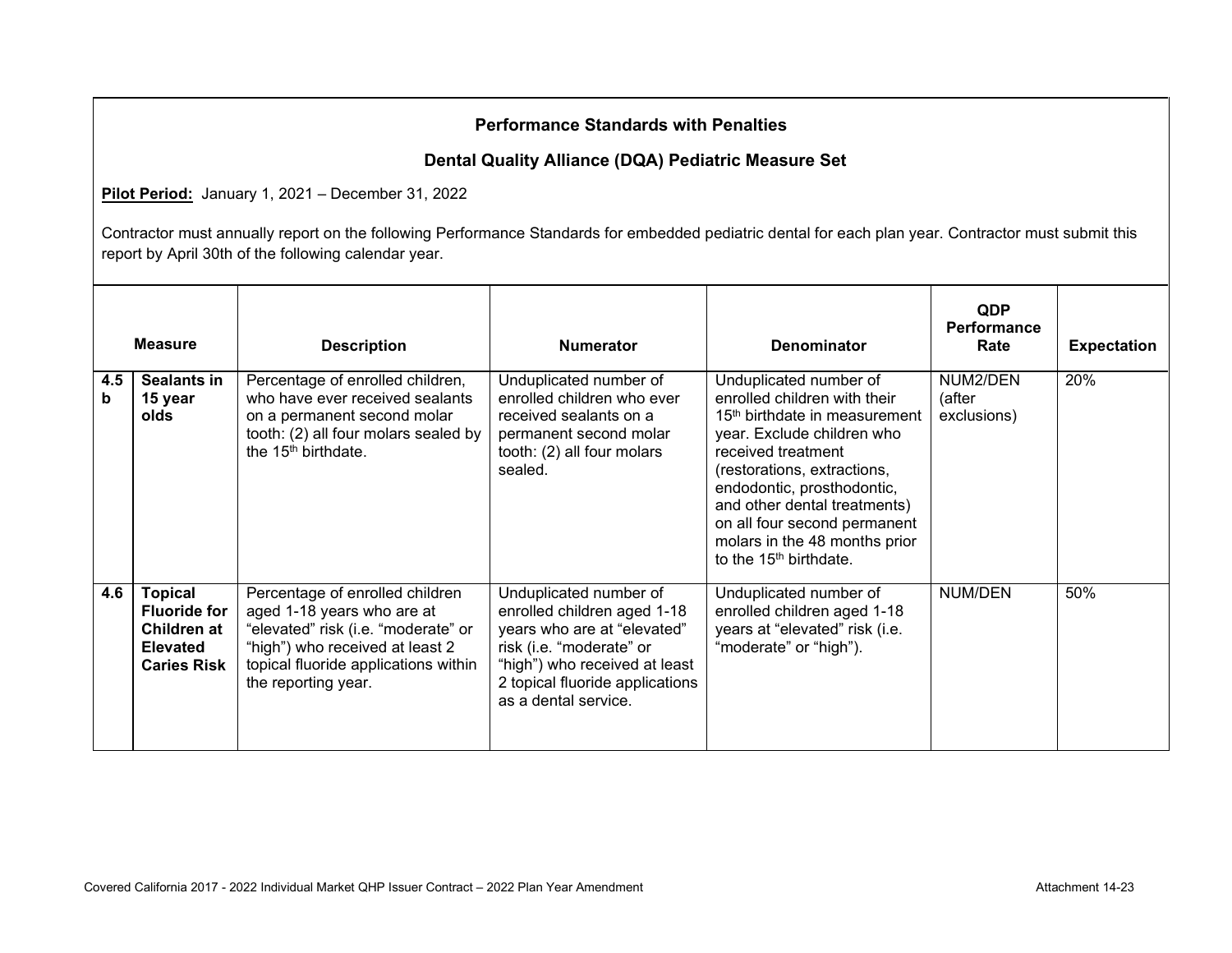**Performance Standards with Penalties**

**Dental Quality Alliance (DQA) Pediatric Measure Set**

**Pilot Period:** January 1, 2021 – December 31, 2022

Contractor must annually report on the following Performance Standards for embedded pediatric dental for each plan year. Contractor must submit this report by April 30th of the following calendar year.

| Measure | | Description | Numerator | Denominator | QDP Performance Rate | Expectation |
|---|---|---|---|---|---|---|
| **4.5 b** | **Sealants in 15 year olds** | Percentage of enrolled children, who have ever received sealants on a permanent second molar tooth: (2) all four molars sealed by the 15th birthdate. | Unduplicated number of enrolled children who ever received sealants on a permanent second molar tooth: (2) all four molars sealed. | Unduplicated number of enrolled children with their 15th birthdate in measurement year. Exclude children who received treatment (restorations, extractions, endodontic, prosthodontic, and other dental treatments) on all four second permanent molars in the 48 months prior to the 15th birthdate. | NUM2/DEN (after exclusions) | 20% |
| **4.6** | **Topical Fluoride for Children at Elevated Caries Risk** | Percentage of enrolled children aged 1-18 years who are at "elevated" risk (i.e. "moderate" or "high") who received at least 2 topical fluoride applications within the reporting year. | Unduplicated number of enrolled children aged 1-18 years who are at "elevated" risk (i.e. "moderate" or "high") who received at least 2 topical fluoride applications as a dental service. | Unduplicated number of enrolled children aged 1-18 years at "elevated" risk (i.e. "moderate" or "high"). | NUM/DEN | 50% |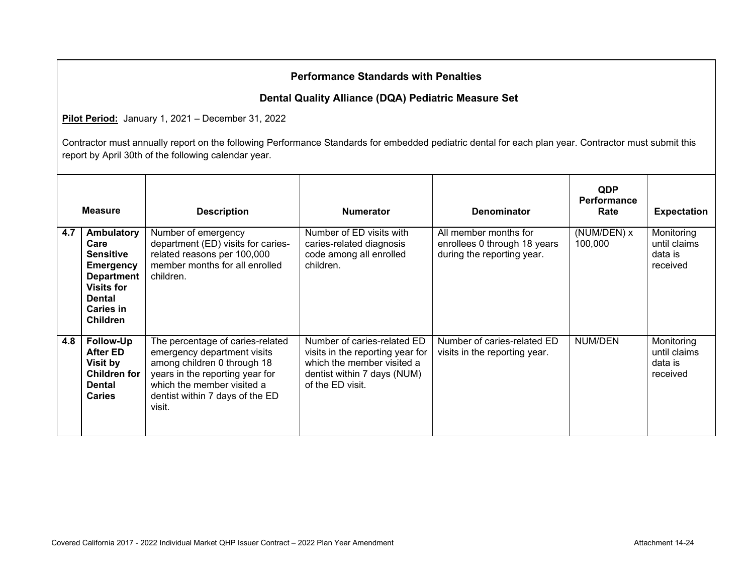## Performance Standards with Penalties

## Dental Quality Alliance (DQA) Pediatric Measure Set

**Pilot Period:** January 1, 2021 – December 31, 2022

Contractor must annually report on the following Performance Standards for embedded pediatric dental for each plan year. Contractor must submit this report by April 30th of the following calendar year.

| Measure | | Description | Numerator | Denominator | QDP Performance Rate | Expectation |
|---|---|---|---|---|---|---|
| 4.7 | **Ambulatory Care Sensitive Emergency Department Visits for Dental Caries in Children** | Number of emergency department (ED) visits for caries-related reasons per 100,000 member months for all enrolled children. | Number of ED visits with caries-related diagnosis code among all enrolled children. | All member months for enrollees 0 through 18 years during the reporting year. | (NUM/DEN) x 100,000 | Monitoring until claims data is received |
| 4.8 | **Follow-Up After ED Visit by Children for Dental Caries** | The percentage of caries-related emergency department visits among children 0 through 18 years in the reporting year for which the member visited a dentist within 7 days of the ED visit. | Number of caries-related ED visits in the reporting year for which the member visited a dentist within 7 days (NUM) of the ED visit. | Number of caries-related ED visits in the reporting year. | NUM/DEN | Monitoring until claims data is received |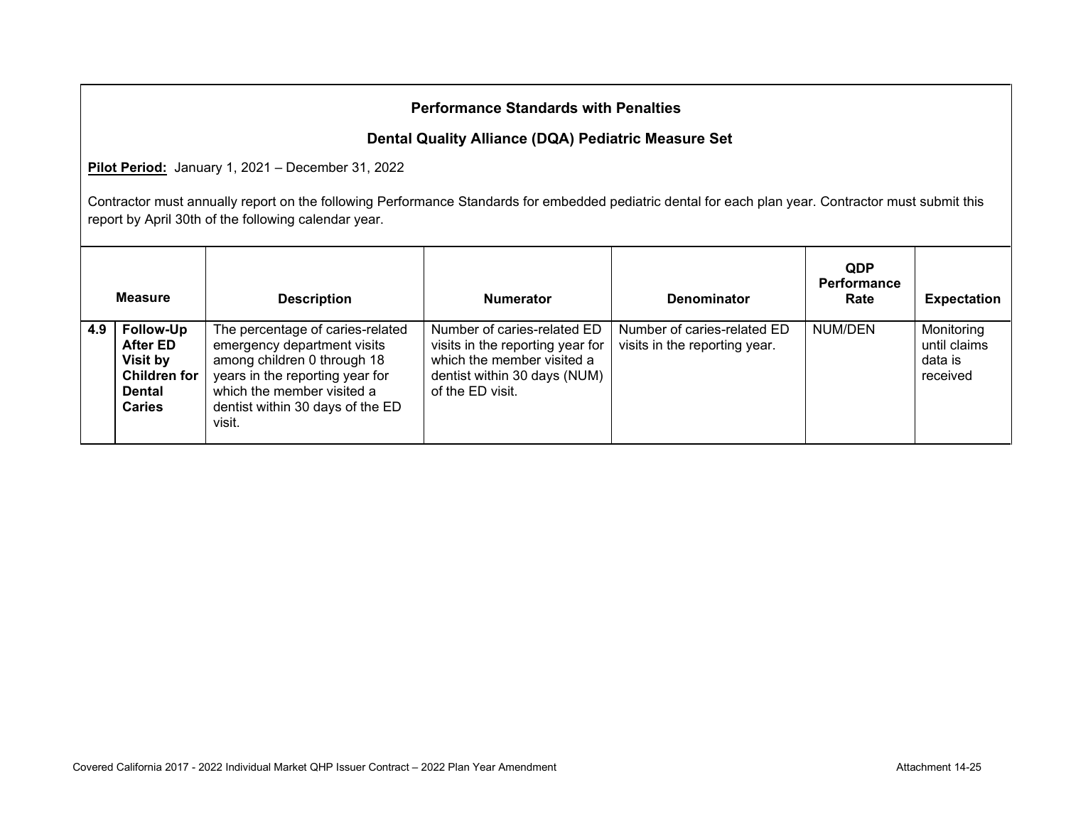**Performance Standards with Penalties**

**Dental Quality Alliance (DQA) Pediatric Measure Set**

**Pilot Period:** January 1, 2021 – December 31, 2022

Contractor must annually report on the following Performance Standards for embedded pediatric dental for each plan year. Contractor must submit this report by April 30th of the following calendar year.

| Measure | | Description | Numerator | Denominator | QDP Performance Rate | Expectation |
|---|---|---|---|---|---|---|
| 4.9 | **Follow-Up After ED Visit by Children for Dental Caries** | The percentage of caries-related emergency department visits among children 0 through 18 years in the reporting year for which the member visited a dentist within 30 days of the ED visit. | Number of caries-related ED visits in the reporting year for which the member visited a dentist within 30 days (NUM) of the ED visit. | Number of caries-related ED visits in the reporting year. | NUM/DEN | Monitoring until claims data is received |